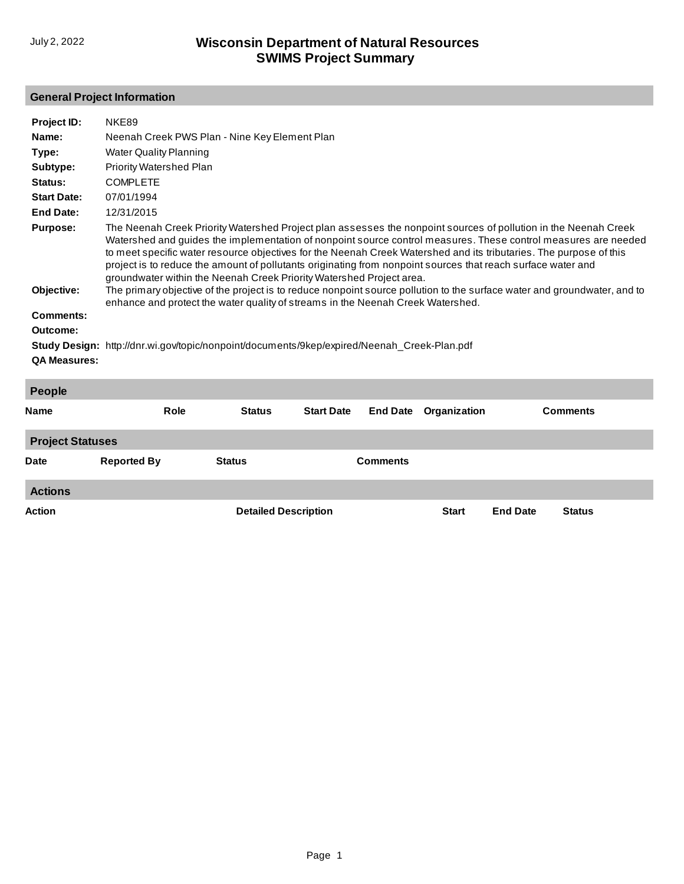July 2, 2022

# Wisconsin Department of Natural Resources
# SWIMS Project Summary

## General Project Information

**Project ID:** NKE89

**Name:** Neenah Creek PWS Plan - Nine Key Element Plan

**Type:** Water Quality Planning

**Subtype:** Priority Watershed Plan

**Status:** COMPLETE

**Start Date:** 07/01/1994

**End Date:** 12/31/2015

**Purpose:** The Neenah Creek Priority Watershed Project plan assesses the nonpoint sources of pollution in the Neenah Creek Watershed and guides the implementation of nonpoint source control measures. These control measures are needed to meet specific water resource objectives for the Neenah Creek Watershed and its tributaries. The purpose of this project is to reduce the amount of pollutants originating from nonpoint sources that reach surface water and groundwater within the Neenah Creek Priority Watershed Project area.

**Objective:** The primary objective of the project is to reduce nonpoint source pollution to the surface water and groundwater, and to enhance and protect the water quality of streams in the Neenah Creek Watershed.

**Comments:**

**Outcome:**

**Study Design:** http://dnr.wi.gov/topic/nonpoint/documents/9kep/expired/Neenah_Creek-Plan.pdf

**QA Measures:**

## People

| Name | Role | Status | Start Date | End Date | Organization | Comments |
|---|---|---|---|---|---|---|

## Project Statuses

| Date | Reported By | Status | Comments |
|---|---|---|---|

## Actions

| Action | Detailed Description | Start | End Date | Status |
|---|---|---|---|---|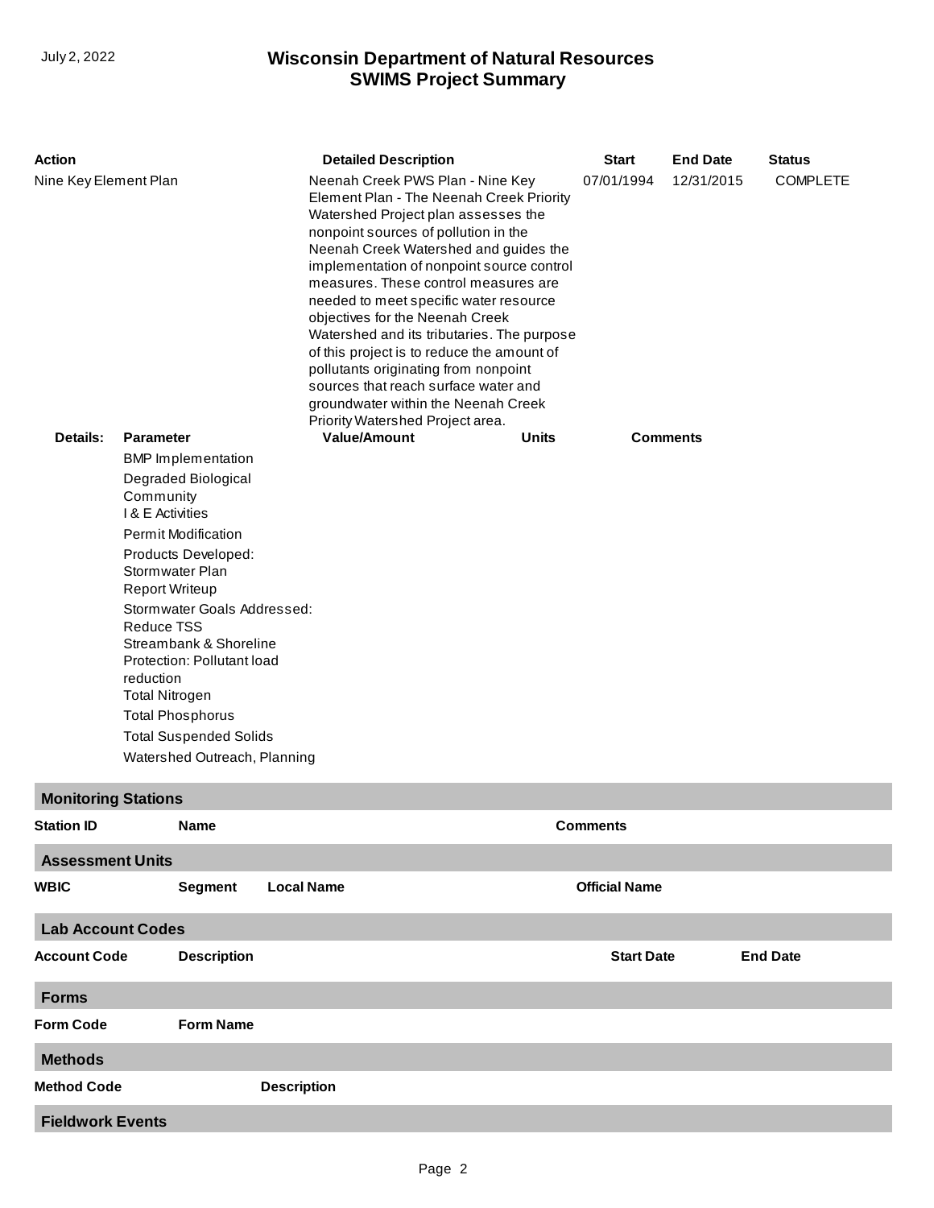| Action | Detailed Description | Start | End Date | Status |
|---|---|---|---|---|
| Nine Key Element Plan | Neenah Creek PWS Plan - Nine Key Element Plan - The Neenah Creek Priority Watershed Project plan assesses the nonpoint sources of pollution in the Neenah Creek Watershed and guides the implementation of nonpoint source control measures. These control measures are needed to meet specific water resource objectives for the Neenah Creek Watershed and its tributaries. The purpose of this project is to reduce the amount of pollutants originating from nonpoint sources that reach surface water and groundwater within the Neenah Creek Priority Watershed Project area. | 07/01/1994 | 12/31/2015 | COMPLETE |

**Details:**

| Parameter | Value/Amount | Units | Comments |
|---|---|---|---|
| BMP Implementation | | | |
| Degraded Biological Community | | | |
| I & E Activities | | | |
| Permit Modification | | | |
| Products Developed: Stormwater Plan | | | |
| Report Writeup | | | |
| Stormwater Goals Addressed: Reduce TSS | | | |
| Streambank & Shoreline Protection: Pollutant load reduction | | | |
| Total Nitrogen | | | |
| Total Phosphorus | | | |
| Total Suspended Solids | | | |
| Watershed Outreach, Planning | | | |

## Monitoring Stations

| Station ID | Name | Comments |
|---|---|---|

## Assessment Units

| WBIC | Segment | Local Name | Official Name |
|---|---|---|---|

## Lab Account Codes

| Account Code | Description | Start Date | End Date |
|---|---|---|---|

## Forms

| Form Code | Form Name |
|---|---|

## Methods

| Method Code | Description |
|---|---|

## Fieldwork Events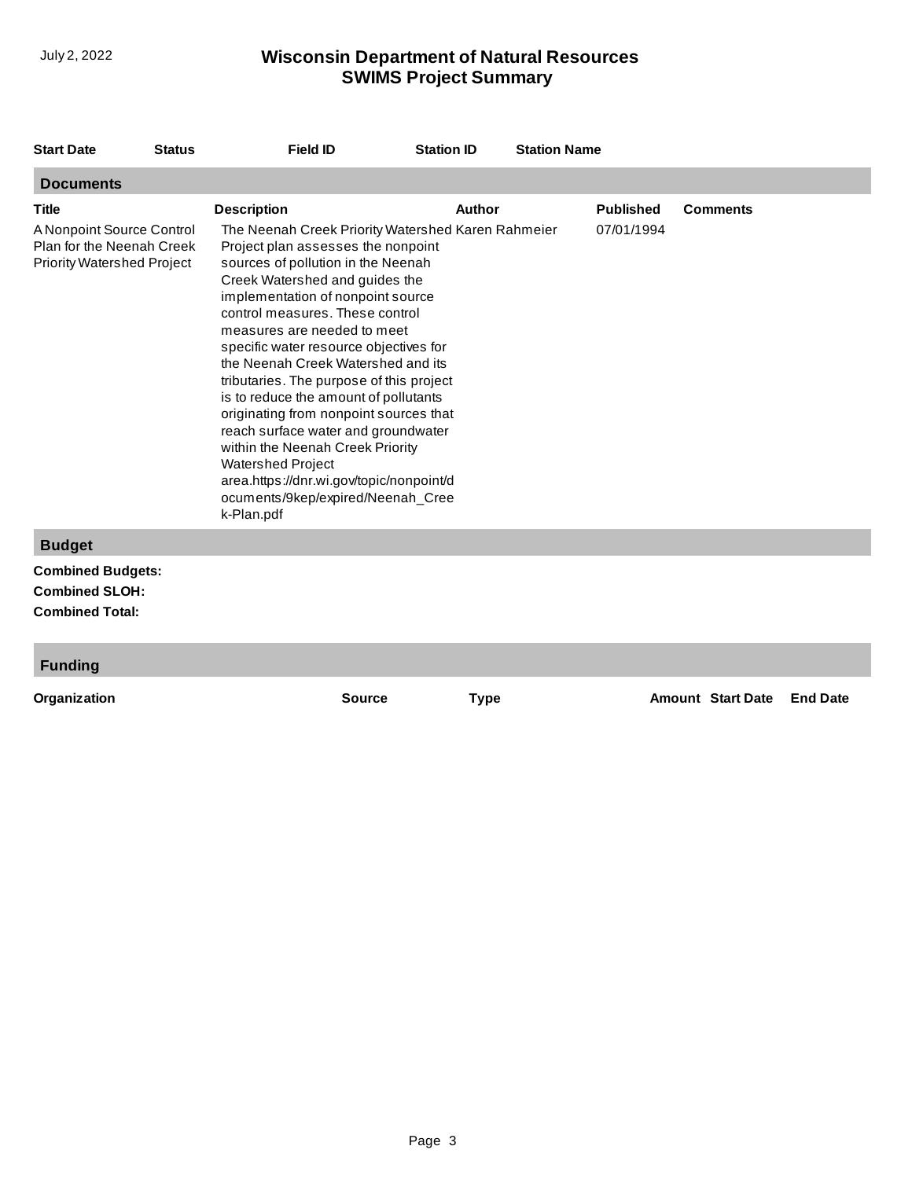| Start Date | Status | Field ID | Station ID | Station Name |
|---|---|---|---|---|

## Documents

| Title | Description | Author | Published | Comments |
|---|---|---|---|---|
| A Nonpoint Source Control Plan for the Neenah Creek Priority Watershed Project | The Neenah Creek Priority Watershed Project plan assesses the nonpoint sources of pollution in the Neenah Creek Watershed and guides the implementation of nonpoint source control measures. These control measures are needed to meet specific water resource objectives for the Neenah Creek Watershed and its tributaries. The purpose of this project is to reduce the amount of pollutants originating from nonpoint sources that reach surface water and groundwater within the Neenah Creek Priority Watershed Project area.https://dnr.wi.gov/topic/nonpoint/documents/9kep/expired/Neenah_Creek-Plan.pdf | Karen Rahmeier | 07/01/1994 | |

## Budget

**Combined Budgets:**

**Combined SLOH:**

**Combined Total:**

## Funding

| Organization | Source | Type | Amount | Start Date | End Date |
|---|---|---|---|---|---|